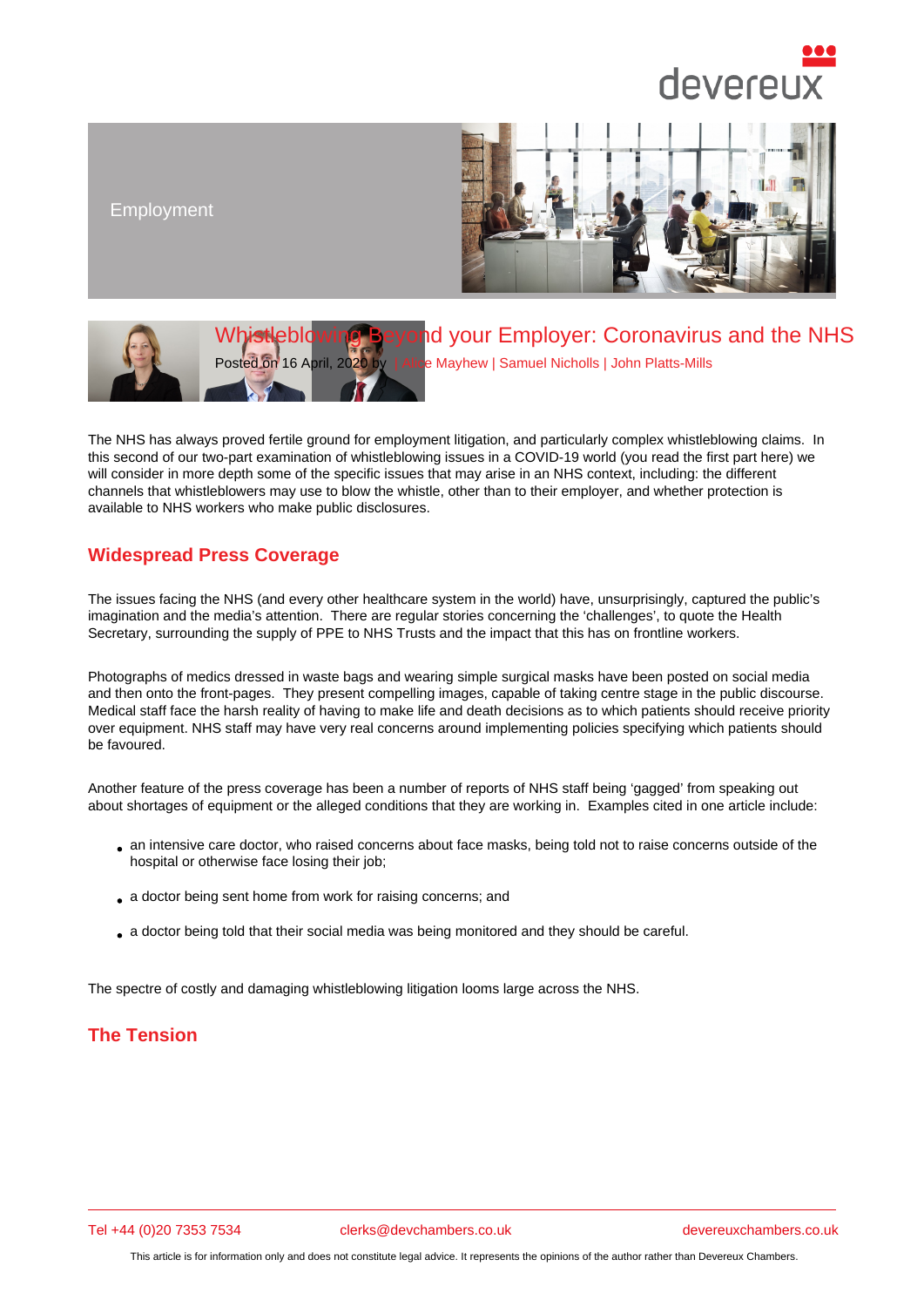Employment

# Whistleblowing Beyond your Employer: Coronavirus and the NHS

Posted on 16 April, 2020 by | Alice Mayhew | Samuel Nicholls | John Platts-Mills

The NHS has always proved fertile ground for employment litigation, and particularly complex whistleblowing claims. In this second of our two-part examination of whistleblowing issues in a COVID-19 world (you read the first part here) we will consider in more depth some of the specific issues that may arise in an NHS context, including: the different channels that whistleblowers may use to blow the whistle, other than to their employer, and whether protection is available to NHS workers who make public disclosures.

## Widespread Press Coverage

The issues facing the NHS (and every other healthcare system in the world) have, unsurprisingly, captured the public's imagination and the media's attention. There are regular stories concerning the 'challenges', to quote the Health Secretary, surrounding the supply of PPE to NHS Trusts and the impact that this has on frontline workers.

Photographs of medics dressed in waste bags and wearing simple surgical masks have been posted on social media and then onto the front-pages. They present compelling images, capable of taking centre stage in the public discourse. Medical staff face the harsh reality of having to make life and death decisions as to which patients should receive priority over equipment. NHS staff may have very real concerns around implementing policies specifying which patients should be favoured.

Another feature of the press coverage has been a number of reports of NHS staff being 'gagged' from speaking out about shortages of equipment or the alleged conditions that they are working in. Examples cited in one article include:

- an intensive care doctor, who raised concerns about face masks, being told not to raise concerns outside of the hospital or otherwise face losing their job;
- a doctor being sent home from work for raising concerns; and
- a doctor being told that their social media was being monitored and they should be careful.

The spectre of costly and damaging whistleblowing litigation looms large across the NHS.

## The Tension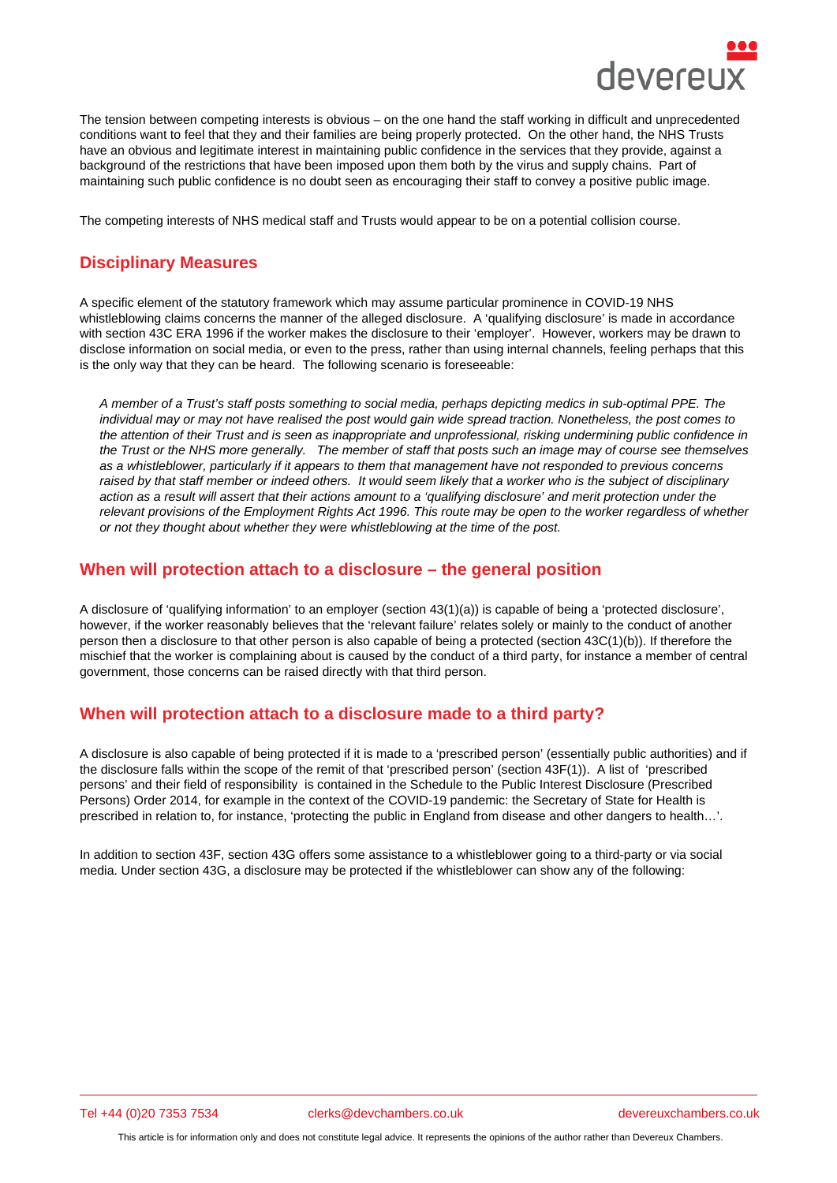The tension between competing interests is obvious – on the one hand the staff working in difficult and unprecedented conditions want to feel that they and their families are being properly protected. On the other hand, the NHS Trusts have an obvious and legitimate interest in maintaining public confidence in the services that they provide, against a background of the restrictions that have been imposed upon them both by the virus and supply chains. Part of maintaining such public confidence is no doubt seen as encouraging their staff to convey a positive public image.

The competing interests of NHS medical staff and Trusts would appear to be on a potential collision course.

## Disciplinary Measures

A specific element of the statutory framework which may assume particular prominence in COVID-19 NHS whistleblowing claims concerns the manner of the alleged disclosure. A 'qualifying disclosure' is made in accordance with section 43C ERA 1996 if the worker makes the disclosure to their 'employer'. However, workers may be drawn to disclose information on social media, or even to the press, rather than using internal channels, feeling perhaps that this is the only way that they can be heard. The following scenario is foreseeable:

> *A member of a Trust's staff posts something to social media, perhaps depicting medics in sub-optimal PPE. The individual may or may not have realised the post would gain wide spread traction. Nonetheless, the post comes to the attention of their Trust and is seen as inappropriate and unprofessional, risking undermining public confidence in the Trust or the NHS more generally. The member of staff that posts such an image may of course see themselves as a whistleblower, particularly if it appears to them that management have not responded to previous concerns raised by that staff member or indeed others. It would seem likely that a worker who is the subject of disciplinary action as a result will assert that their actions amount to a 'qualifying disclosure' and merit protection under the relevant provisions of the Employment Rights Act 1996. This route may be open to the worker regardless of whether or not they thought about whether they were whistleblowing at the time of the post.*

## When will protection attach to a disclosure – the general position

A disclosure of 'qualifying information' to an employer (section 43(1)(a)) is capable of being a 'protected disclosure', however, if the worker reasonably believes that the 'relevant failure' relates solely or mainly to the conduct of another person then a disclosure to that other person is also capable of being a protected (section 43C(1)(b)). If therefore the mischief that the worker is complaining about is caused by the conduct of a third party, for instance a member of central government, those concerns can be raised directly with that third person.

## When will protection attach to a disclosure made to a third party?

A disclosure is also capable of being protected if it is made to a 'prescribed person' (essentially public authorities) and if the disclosure falls within the scope of the remit of that 'prescribed person' (section 43F(1)). A list of 'prescribed persons' and their field of responsibility is contained in the Schedule to the Public Interest Disclosure (Prescribed Persons) Order 2014, for example in the context of the COVID-19 pandemic: the Secretary of State for Health is prescribed in relation to, for instance, 'protecting the public in England from disease and other dangers to health…'.

In addition to section 43F, section 43G offers some assistance to a whistleblower going to a third-party or via social media. Under section 43G, a disclosure may be protected if the whistleblower can show any of the following: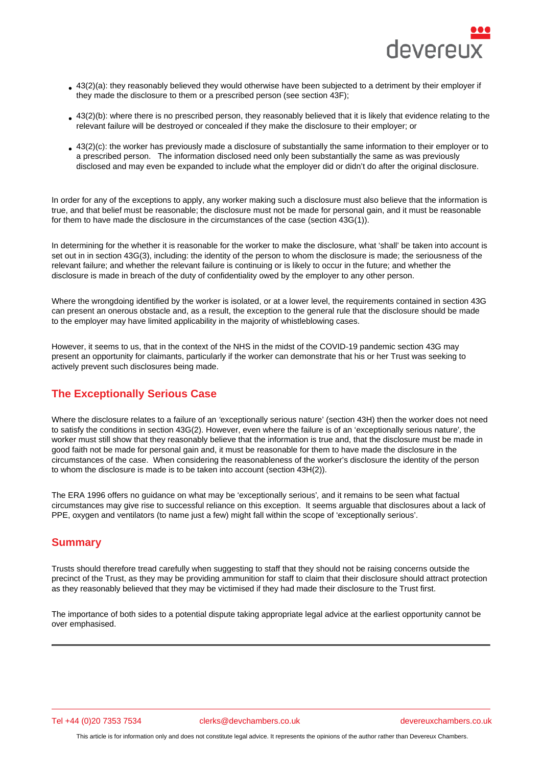- 43(2)(a): they reasonably believed they would otherwise have been subjected to a detriment by their employer if they made the disclosure to them or a prescribed person (see section 43F);
- 43(2)(b): where there is no prescribed person, they reasonably believed that it is likely that evidence relating to the relevant failure will be destroyed or concealed if they make the disclosure to their employer; or
- 43(2)(c): the worker has previously made a disclosure of substantially the same information to their employer or to a prescribed person. The information disclosed need only been substantially the same as was previously disclosed and may even be expanded to include what the employer did or didn't do after the original disclosure.

In order for any of the exceptions to apply, any worker making such a disclosure must also believe that the information is true, and that belief must be reasonable; the disclosure must not be made for personal gain, and it must be reasonable for them to have made the disclosure in the circumstances of the case (section 43G(1)).

In determining for the whether it is reasonable for the worker to make the disclosure, what 'shall' be taken into account is set out in in section 43G(3), including: the identity of the person to whom the disclosure is made; the seriousness of the relevant failure; and whether the relevant failure is continuing or is likely to occur in the future; and whether the disclosure is made in breach of the duty of confidentiality owed by the employer to any other person.

Where the wrongdoing identified by the worker is isolated, or at a lower level, the requirements contained in section 43G can present an onerous obstacle and, as a result, the exception to the general rule that the disclosure should be made to the employer may have limited applicability in the majority of whistleblowing cases.

However, it seems to us, that in the context of the NHS in the midst of the COVID-19 pandemic section 43G may present an opportunity for claimants, particularly if the worker can demonstrate that his or her Trust was seeking to actively prevent such disclosures being made.

## The Exceptionally Serious Case

Where the disclosure relates to a failure of an 'exceptionally serious nature' (section 43H) then the worker does not need to satisfy the conditions in section 43G(2). However, even where the failure is of an 'exceptionally serious nature', the worker must still show that they reasonably believe that the information is true and, that the disclosure must be made in good faith not be made for personal gain and, it must be reasonable for them to have made the disclosure in the circumstances of the case. When considering the reasonableness of the worker's disclosure the identity of the person to whom the disclosure is made is to be taken into account (section 43H(2)).

The ERA 1996 offers no guidance on what may be 'exceptionally serious', and it remains to be seen what factual circumstances may give rise to successful reliance on this exception. It seems arguable that disclosures about a lack of PPE, oxygen and ventilators (to name just a few) might fall within the scope of 'exceptionally serious'.

## Summary

Trusts should therefore tread carefully when suggesting to staff that they should not be raising concerns outside the precinct of the Trust, as they may be providing ammunition for staff to claim that their disclosure should attract protection as they reasonably believed that they may be victimised if they had made their disclosure to the Trust first.

The importance of both sides to a potential dispute taking appropriate legal advice at the earliest opportunity cannot be over emphasised.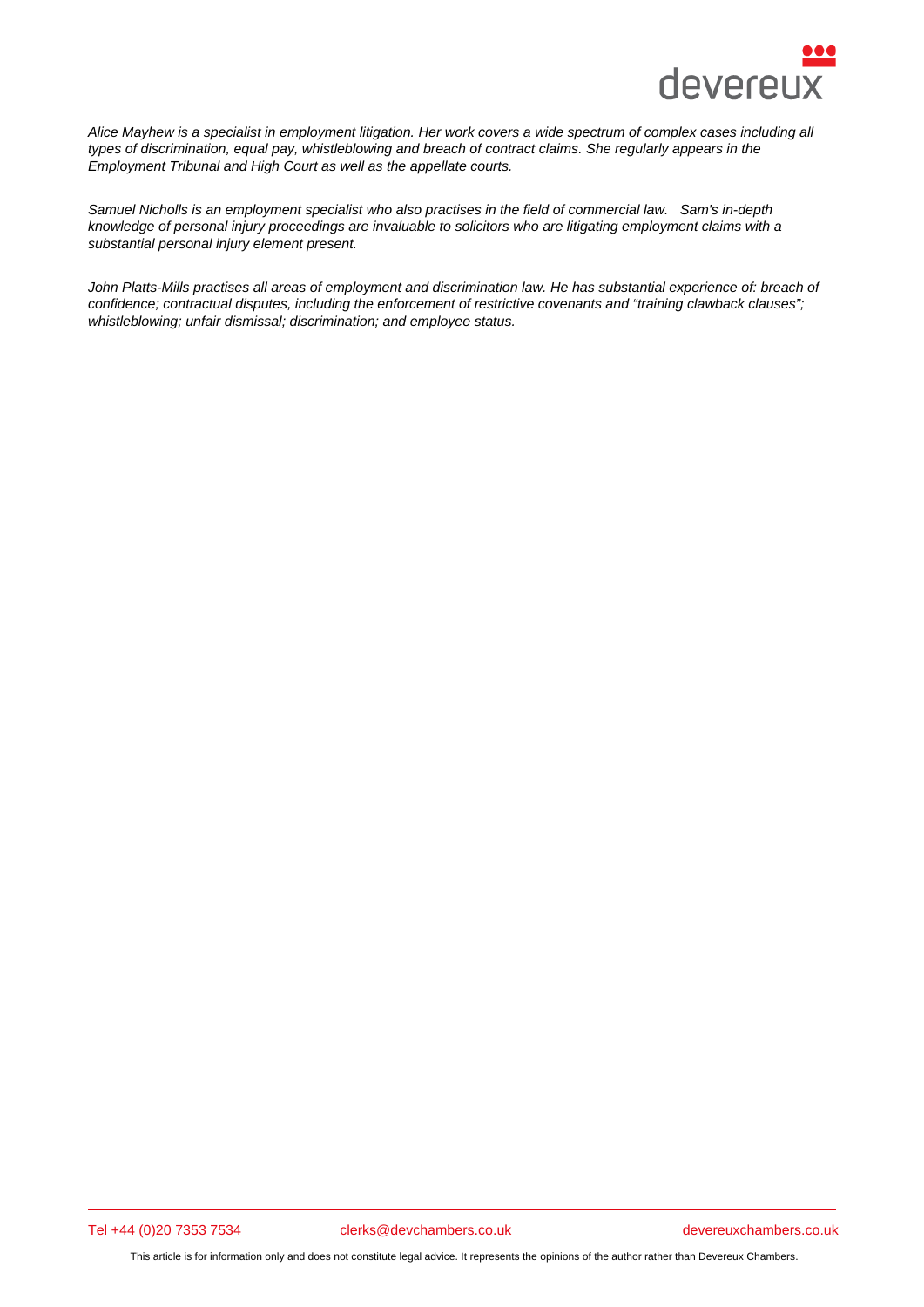*Alice Mayhew is a specialist in employment litigation. Her work covers a wide spectrum of complex cases including all types of discrimination, equal pay, whistleblowing and breach of contract claims. She regularly appears in the Employment Tribunal and High Court as well as the appellate courts.*

*Samuel Nicholls is an employment specialist who also practises in the field of commercial law. Sam's in-depth knowledge of personal injury proceedings are invaluable to solicitors who are litigating employment claims with a substantial personal injury element present.*

*John Platts-Mills practises all areas of employment and discrimination law. He has substantial experience of: breach of confidence; contractual disputes, including the enforcement of restrictive covenants and "training clawback clauses"; whistleblowing; unfair dismissal; discrimination; and employee status.*